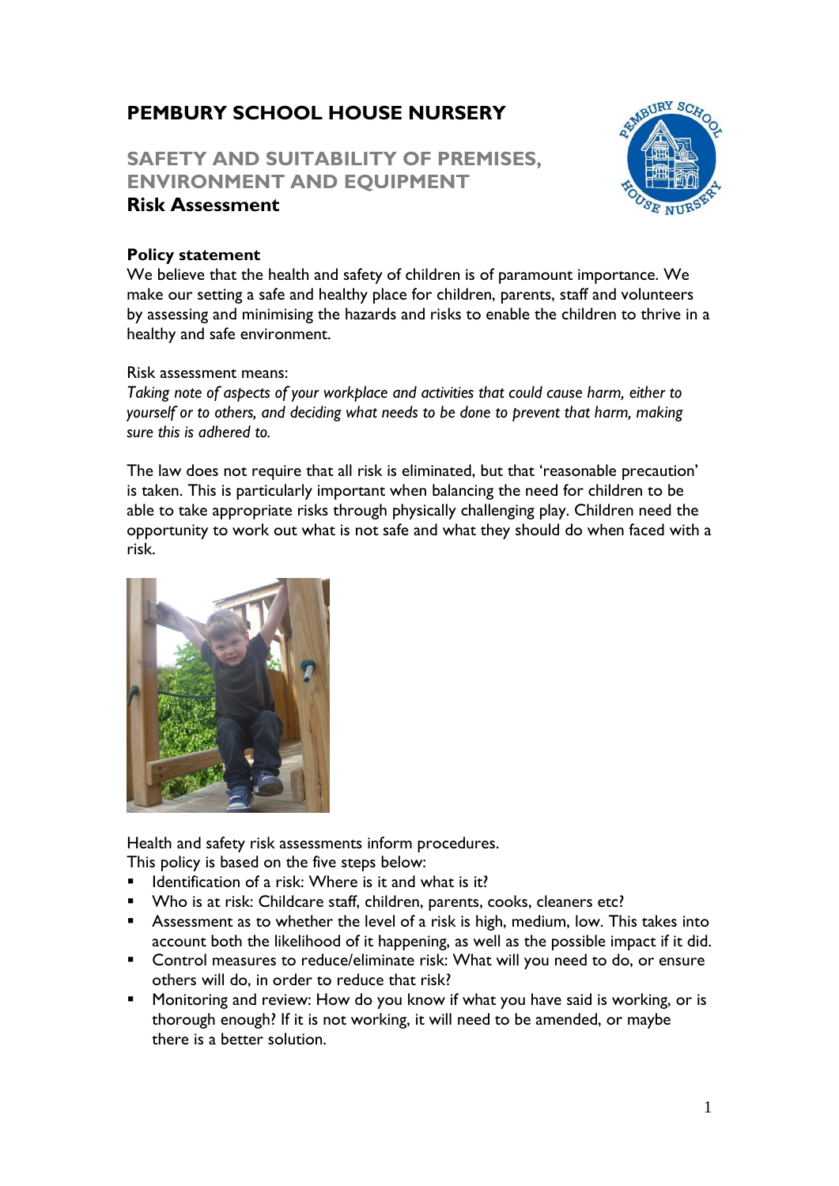# PEMBURY SCHOOL HOUSE NURSERY

## SAFETY AND SUITABILITY OF PREMISES, ENVIRONMENT AND EQUIPMENT

### Risk Assessment

**Policy statement**

We believe that the health and safety of children is of paramount importance. We make our setting a safe and healthy place for children, parents, staff and volunteers by assessing and minimising the hazards and risks to enable the children to thrive in a healthy and safe environment.

Risk assessment means:

*Taking note of aspects of your workplace and activities that could cause harm, either to yourself or to others, and deciding what needs to be done to prevent that harm, making sure this is adhered to.*

The law does not require that all risk is eliminated, but that 'reasonable precaution' is taken. This is particularly important when balancing the need for children to be able to take appropriate risks through physically challenging play. Children need the opportunity to work out what is not safe and what they should do when faced with a risk.

Health and safety risk assessments inform procedures.

This policy is based on the five steps below:

- Identification of a risk: Where is it and what is it?
- Who is at risk: Childcare staff, children, parents, cooks, cleaners etc?
- Assessment as to whether the level of a risk is high, medium, low. This takes into account both the likelihood of it happening, as well as the possible impact if it did.
- Control measures to reduce/eliminate risk: What will you need to do, or ensure others will do, in order to reduce that risk?
- Monitoring and review: How do you know if what you have said is working, or is thorough enough? If it is not working, it will need to be amended, or maybe there is a better solution.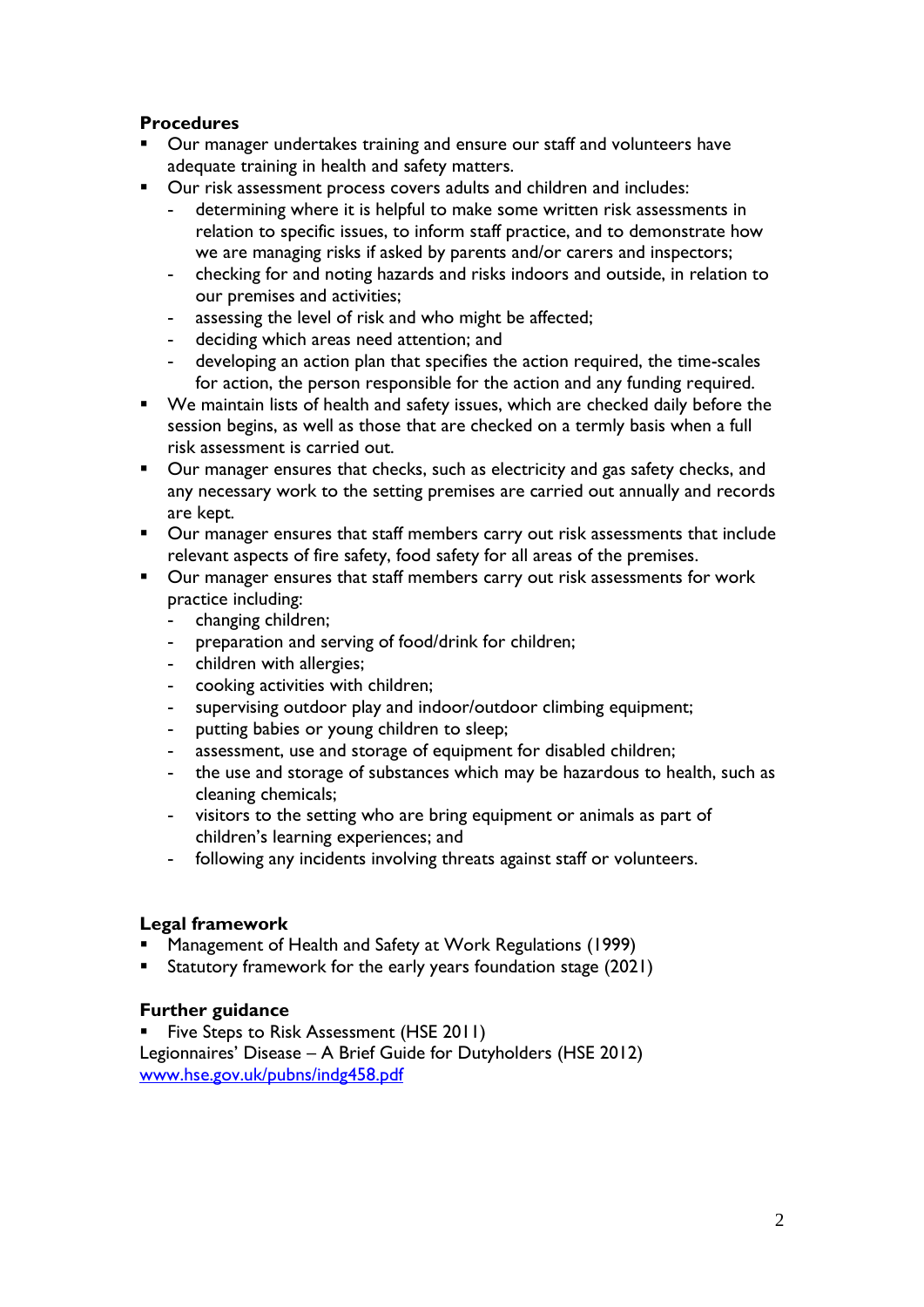### Procedures

- Our manager undertakes training and ensure our staff and volunteers have adequate training in health and safety matters.
- Our risk assessment process covers adults and children and includes:
  - determining where it is helpful to make some written risk assessments in relation to specific issues, to inform staff practice, and to demonstrate how we are managing risks if asked by parents and/or carers and inspectors;
  - checking for and noting hazards and risks indoors and outside, in relation to our premises and activities;
  - assessing the level of risk and who might be affected;
  - deciding which areas need attention; and
  - developing an action plan that specifies the action required, the time-scales for action, the person responsible for the action and any funding required.
- We maintain lists of health and safety issues, which are checked daily before the session begins, as well as those that are checked on a termly basis when a full risk assessment is carried out.
- Our manager ensures that checks, such as electricity and gas safety checks, and any necessary work to the setting premises are carried out annually and records are kept.
- Our manager ensures that staff members carry out risk assessments that include relevant aspects of fire safety, food safety for all areas of the premises.
- Our manager ensures that staff members carry out risk assessments for work practice including:
  - changing children;
  - preparation and serving of food/drink for children;
  - children with allergies;
  - cooking activities with children;
  - supervising outdoor play and indoor/outdoor climbing equipment;
  - putting babies or young children to sleep;
  - assessment, use and storage of equipment for disabled children;
  - the use and storage of substances which may be hazardous to health, such as cleaning chemicals;
  - visitors to the setting who are bring equipment or animals as part of children's learning experiences; and
  - following any incidents involving threats against staff or volunteers.

### Legal framework

- Management of Health and Safety at Work Regulations (1999)
- Statutory framework for the early years foundation stage (2021)

### Further guidance

- Five Steps to Risk Assessment (HSE 2011)

Legionnaires' Disease – A Brief Guide for Dutyholders (HSE 2012)
www.hse.gov.uk/pubns/indg458.pdf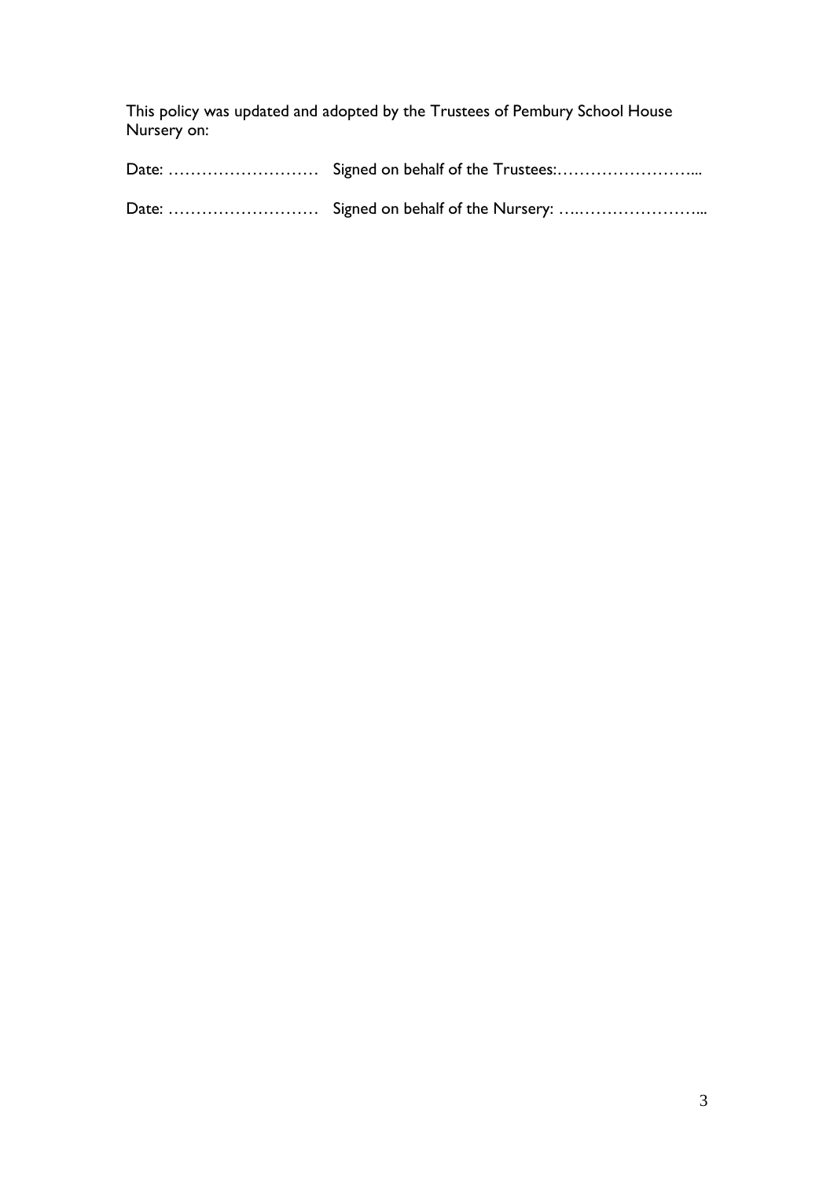This policy was updated and adopted by the Trustees of Pembury School House Nursery on:

Date: ……………………… Signed on behalf of the Trustees:……………………...

Date: ……………………… Signed on behalf of the Nursery: ….…………………...